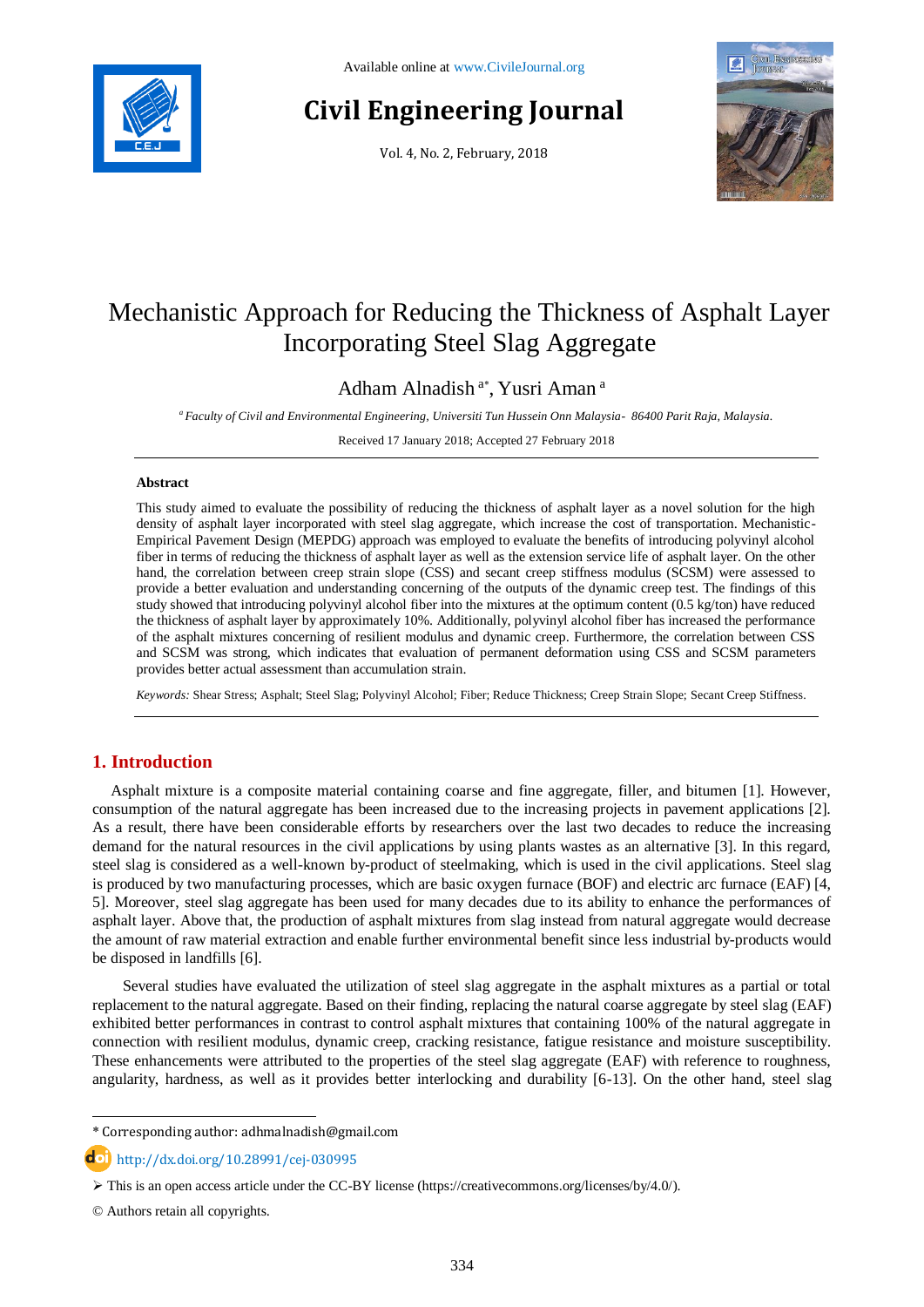# Mechanistic Approach for Reducing the Thickness of Asphalt Layer Incorporating Steel Slag Aggregate

Adham Alnadish [a*], Yusri Aman [a]

[a] *Faculty of Civil and Environmental Engineering, Universiti Tun Hussein Onn Malaysia- 86400 Parit Raja, Malaysia.*

Received 17 January 2018; Accepted 27 February 2018

## Abstract

This study aimed to evaluate the possibility of reducing the thickness of asphalt layer as a novel solution for the high density of asphalt layer incorporated with steel slag aggregate, which increase the cost of transportation. Mechanistic-Empirical Pavement Design (MEPDG) approach was employed to evaluate the benefits of introducing polyvinyl alcohol fiber in terms of reducing the thickness of asphalt layer as well as the extension service life of asphalt layer. On the other hand, the correlation between creep strain slope (CSS) and secant creep stiffness modulus (SCSM) were assessed to provide a better evaluation and understanding concerning of the outputs of the dynamic creep test. The findings of this study showed that introducing polyvinyl alcohol fiber into the mixtures at the optimum content (0.5 kg/ton) have reduced the thickness of asphalt layer by approximately 10%. Additionally, polyvinyl alcohol fiber has increased the performance of the asphalt mixtures concerning of resilient modulus and dynamic creep. Furthermore, the correlation between CSS and SCSM was strong, which indicates that evaluation of permanent deformation using CSS and SCSM parameters provides better actual assessment than accumulation strain.

*Keywords:* Shear Stress; Asphalt; Steel Slag; Polyvinyl Alcohol; Fiber; Reduce Thickness; Creep Strain Slope; Secant Creep Stiffness.

## 1. Introduction

Asphalt mixture is a composite material containing coarse and fine aggregate, filler, and bitumen [1]. However, consumption of the natural aggregate has been increased due to the increasing projects in pavement applications [2]. As a result, there have been considerable efforts by researchers over the last two decades to reduce the increasing demand for the natural resources in the civil applications by using plants wastes as an alternative [3]. In this regard, steel slag is considered as a well-known by-product of steelmaking, which is used in the civil applications. Steel slag is produced by two manufacturing processes, which are basic oxygen furnace (BOF) and electric arc furnace (EAF) [4, 5]. Moreover, steel slag aggregate has been used for many decades due to its ability to enhance the performances of asphalt layer. Above that, the production of asphalt mixtures from slag instead from natural aggregate would decrease the amount of raw material extraction and enable further environmental benefit since less industrial by-products would be disposed in landfills [6].

Several studies have evaluated the utilization of steel slag aggregate in the asphalt mixtures as a partial or total replacement to the natural aggregate. Based on their finding, replacing the natural coarse aggregate by steel slag (EAF) exhibited better performances in contrast to control asphalt mixtures that containing 100% of the natural aggregate in connection with resilient modulus, dynamic creep, cracking resistance, fatigue resistance and moisture susceptibility. These enhancements were attributed to the properties of the steel slag aggregate (EAF) with reference to roughness, angularity, hardness, as well as it provides better interlocking and durability [6-13]. On the other hand, steel slag

* Corresponding author: adhmalnadish@gmail.com

http://dx.doi.org/10.28991/cej-030995

➢ This is an open access article under the CC-BY license (https://creativecommons.org/licenses/by/4.0/).

© Authors retain all copyrights.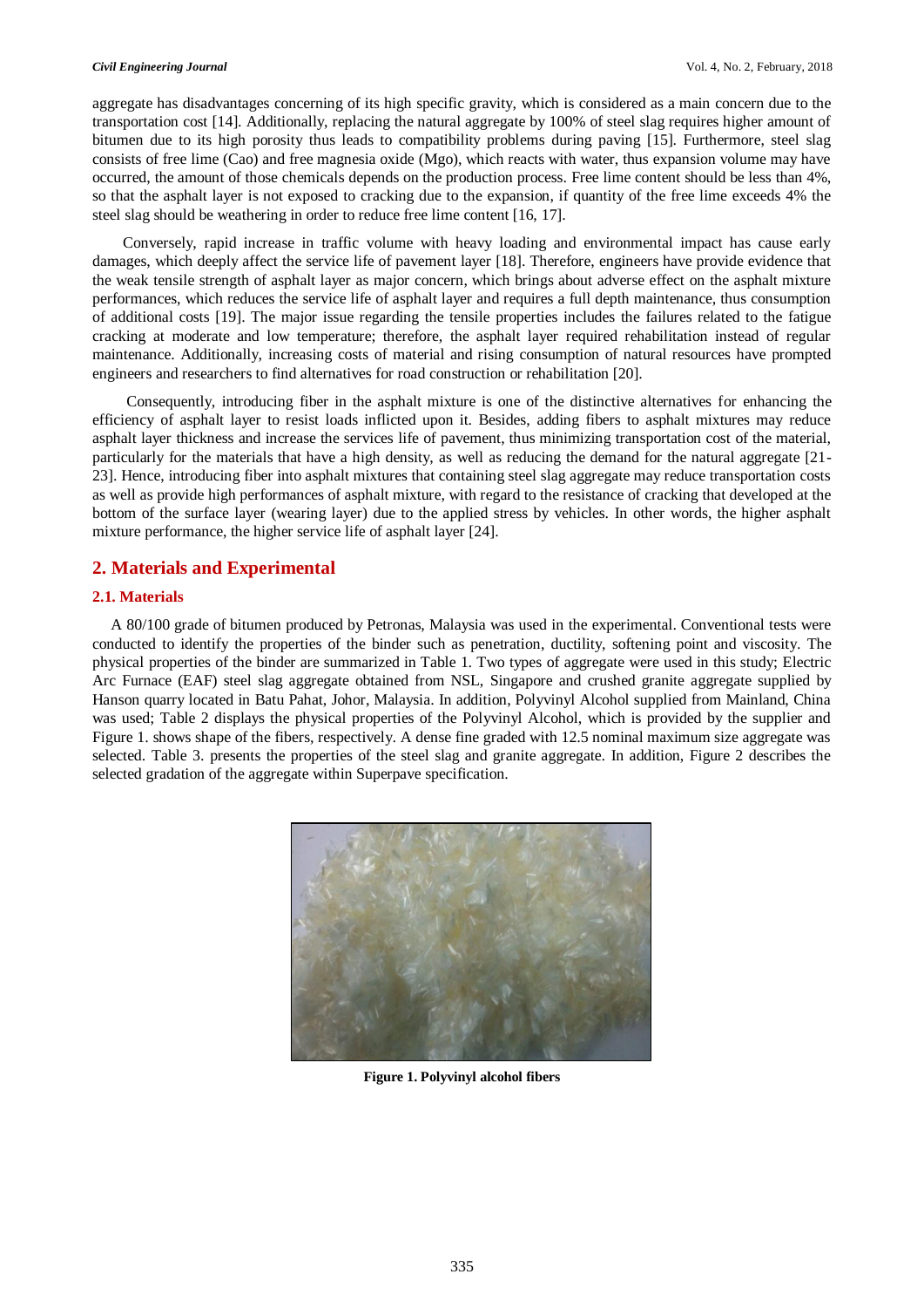aggregate has disadvantages concerning of its high specific gravity, which is considered as a main concern due to the transportation cost [14]. Additionally, replacing the natural aggregate by 100% of steel slag requires higher amount of bitumen due to its high porosity thus leads to compatibility problems during paving [15]. Furthermore, steel slag consists of free lime (Cao) and free magnesia oxide (Mgo), which reacts with water, thus expansion volume may have occurred, the amount of those chemicals depends on the production process. Free lime content should be less than 4%, so that the asphalt layer is not exposed to cracking due to the expansion, if quantity of the free lime exceeds 4% the steel slag should be weathering in order to reduce free lime content [16, 17].

Conversely, rapid increase in traffic volume with heavy loading and environmental impact has cause early damages, which deeply affect the service life of pavement layer [18]. Therefore, engineers have provide evidence that the weak tensile strength of asphalt layer as major concern, which brings about adverse effect on the asphalt mixture performances, which reduces the service life of asphalt layer and requires a full depth maintenance, thus consumption of additional costs [19]. The major issue regarding the tensile properties includes the failures related to the fatigue cracking at moderate and low temperature; therefore, the asphalt layer required rehabilitation instead of regular maintenance. Additionally, increasing costs of material and rising consumption of natural resources have prompted engineers and researchers to find alternatives for road construction or rehabilitation [20].

Consequently, introducing fiber in the asphalt mixture is one of the distinctive alternatives for enhancing the efficiency of asphalt layer to resist loads inflicted upon it. Besides, adding fibers to asphalt mixtures may reduce asphalt layer thickness and increase the services life of pavement, thus minimizing transportation cost of the material, particularly for the materials that have a high density, as well as reducing the demand for the natural aggregate [21-23]. Hence, introducing fiber into asphalt mixtures that containing steel slag aggregate may reduce transportation costs as well as provide high performances of asphalt mixture, with regard to the resistance of cracking that developed at the bottom of the surface layer (wearing layer) due to the applied stress by vehicles. In other words, the higher asphalt mixture performance, the higher service life of asphalt layer [24].

## 2. Materials and Experimental

### 2.1. Materials

A 80/100 grade of bitumen produced by Petronas, Malaysia was used in the experimental. Conventional tests were conducted to identify the properties of the binder such as penetration, ductility, softening point and viscosity. The physical properties of the binder are summarized in Table 1. Two types of aggregate were used in this study; Electric Arc Furnace (EAF) steel slag aggregate obtained from NSL, Singapore and crushed granite aggregate supplied by Hanson quarry located in Batu Pahat, Johor, Malaysia. In addition, Polyvinyl Alcohol supplied from Mainland, China was used; Table 2 displays the physical properties of the Polyvinyl Alcohol, which is provided by the supplier and Figure 1. shows shape of the fibers, respectively. A dense fine graded with 12.5 nominal maximum size aggregate was selected. Table 3. presents the properties of the steel slag and granite aggregate. In addition, Figure 2 describes the selected gradation of the aggregate within Superpave specification.

**Figure 1. Polyvinyl alcohol fibers**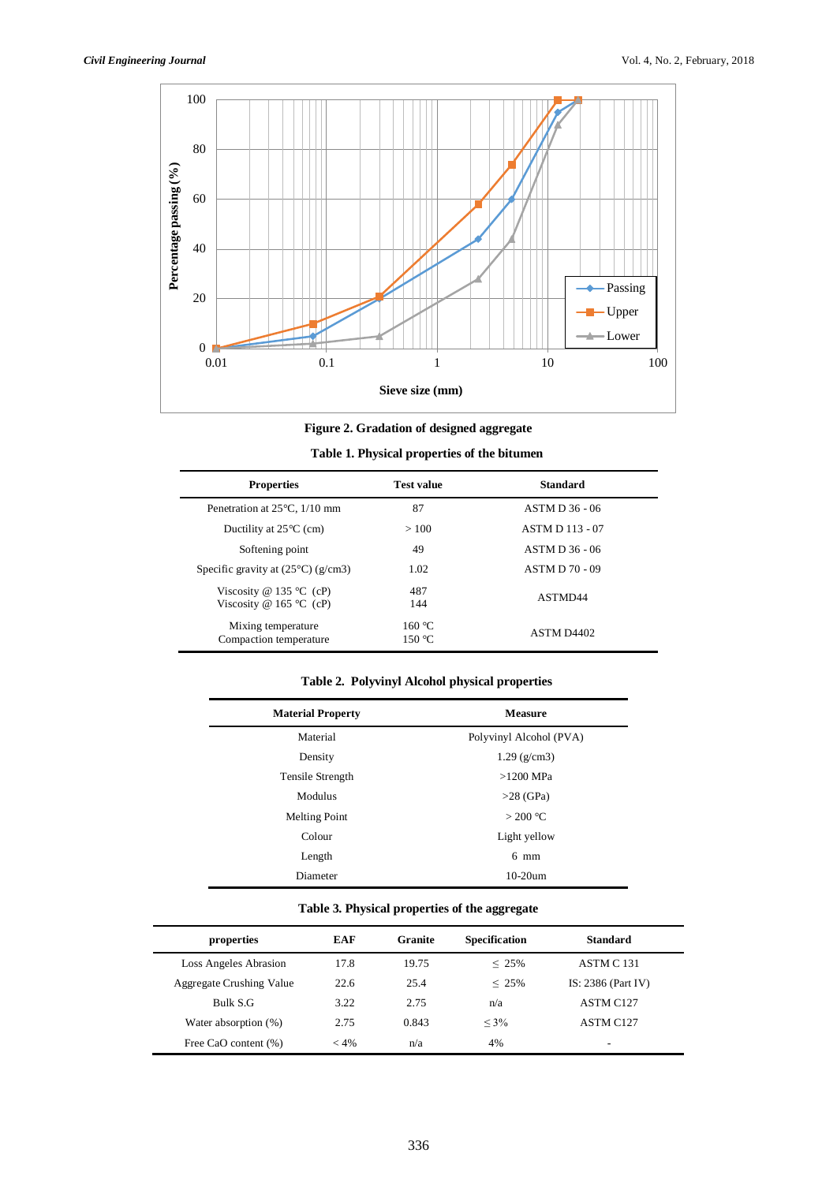**Figure 2. Gradation of designed aggregate**

**Table 1. Physical properties of the bitumen**

| Properties | Test value | Standard |
|---|---|---|
| Penetration at 25℃, 1/10 mm | 87 | ASTM D 36 - 06 |
| Ductility at 25℃ (cm) | > 100 | ASTM D 113 - 07 |
| Softening point | 49 | ASTM D 36 - 06 |
| Specific gravity at (25°C) (g/cm3) | 1.02 | ASTM D 70 - 09 |
| Viscosity @ 135 ℃ (cP)<br>Viscosity @ 165 ℃ (cP) | 487<br>144 | ASTMD44 |
| Mixing temperature<br>Compaction temperature | 160 ℃<br>150 ℃ | ASTM D4402 |

**Table 2. Polyvinyl Alcohol physical properties**

| Material Property | Measure |
|---|---|
| Material | Polyvinyl Alcohol (PVA) |
| Density | 1.29 (g/cm3) |
| Tensile Strength | >1200 MPa |
| Modulus | >28 (GPa) |
| Melting Point | > 200 ℃ |
| Colour | Light yellow |
| Length | 6 mm |
| Diameter | 10-20um |

**Table 3. Physical properties of the aggregate**

| properties | EAF | Granite | Specification | Standard |
|---|---|---|---|---|
| Loss Angeles Abrasion | 17.8 | 19.75 | ≤ 25% | ASTM C 131 |
| Aggregate Crushing Value | 22.6 | 25.4 | ≤ 25% | IS: 2386 (Part IV) |
| Bulk S.G | 3.22 | 2.75 | n/a | ASTM C127 |
| Water absorption (%) | 2.75 | 0.843 | ≤ 3% | ASTM C127 |
| Free CaO content (%) | < 4% | n/a | 4% | - |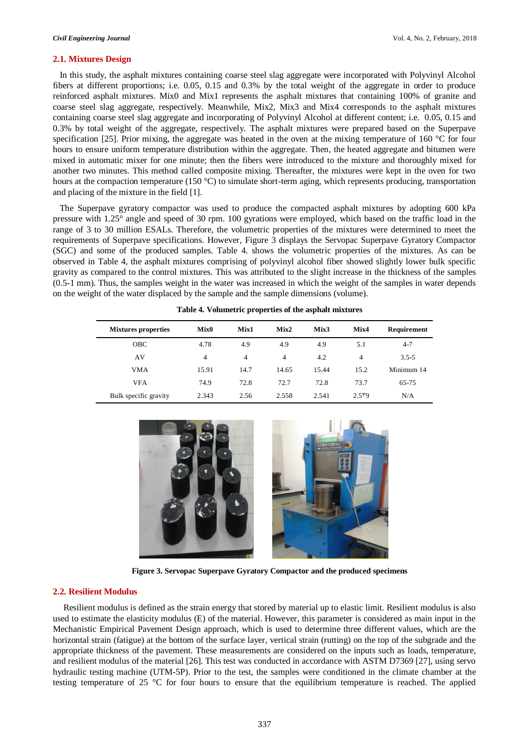### 2.1. Mixtures Design

In this study, the asphalt mixtures containing coarse steel slag aggregate were incorporated with Polyvinyl Alcohol fibers at different proportions; i.e. 0.05, 0.15 and 0.3% by the total weight of the aggregate in order to produce reinforced asphalt mixtures. Mix0 and Mix1 represents the asphalt mixtures that containing 100% of granite and coarse steel slag aggregate, respectively. Meanwhile, Mix2, Mix3 and Mix4 corresponds to the asphalt mixtures containing coarse steel slag aggregate and incorporating of Polyvinyl Alcohol at different content; i.e. 0.05, 0.15 and 0.3% by total weight of the aggregate, respectively. The asphalt mixtures were prepared based on the Superpave specification [25]. Prior mixing, the aggregate was heated in the oven at the mixing temperature of 160 °C for four hours to ensure uniform temperature distribution within the aggregate. Then, the heated aggregate and bitumen were mixed in automatic mixer for one minute; then the fibers were introduced to the mixture and thoroughly mixed for another two minutes. This method called composite mixing. Thereafter, the mixtures were kept in the oven for two hours at the compaction temperature (150 °C) to simulate short-term aging, which represents producing, transportation and placing of the mixture in the field [1].

The Superpave gyratory compactor was used to produce the compacted asphalt mixtures by adopting 600 kPa pressure with 1.25° angle and speed of 30 rpm. 100 gyrations were employed, which based on the traffic load in the range of 3 to 30 million ESALs. Therefore, the volumetric properties of the mixtures were determined to meet the requirements of Superpave specifications. However, Figure 3 displays the Servopac Superpave Gyratory Compactor (SGC) and some of the produced samples. Table 4. shows the volumetric properties of the mixtures. As can be observed in Table 4, the asphalt mixtures comprising of polyvinyl alcohol fiber showed slightly lower bulk specific gravity as compared to the control mixtures. This was attributed to the slight increase in the thickness of the samples (0.5-1 mm). Thus, the samples weight in the water was increased in which the weight of the samples in water depends on the weight of the water displaced by the sample and the sample dimensions (volume).

**Table 4. Volumetric properties of the asphalt mixtures**

| Mixtures properties | Mix0 | Mix1 | Mix2 | Mix3 | Mix4 | Requirement |
|---|---|---|---|---|---|---|
| OBC | 4.78 | 4.9 | 4.9 | 4.9 | 5.1 | 4-7 |
| AV | 4 | 4 | 4 | 4.2 | 4 | 3.5-5 |
| VMA | 15.91 | 14.7 | 14.65 | 15.44 | 15.2 | Minimum 14 |
| VFA | 74.9 | 72.8 | 72.7 | 72.8 | 73.7 | 65-75 |
| Bulk specific gravity | 2.343 | 2.56 | 2.558 | 2.541 | 2.5٣9 | N/A |

**Figure 3. Servopac Superpave Gyratory Compactor and the produced specimens**

### 2.2. Resilient Modulus

Resilient modulus is defined as the strain energy that stored by material up to elastic limit. Resilient modulus is also used to estimate the elasticity modulus (E) of the material. However, this parameter is considered as main input in the Mechanistic Empirical Pavement Design approach, which is used to determine three different values, which are the horizontal strain (fatigue) at the bottom of the surface layer, vertical strain (rutting) on the top of the subgrade and the appropriate thickness of the pavement. These measurements are considered on the inputs such as loads, temperature, and resilient modulus of the material [26]. This test was conducted in accordance with ASTM D7369 [27], using servo hydraulic testing machine (UTM-5P). Prior to the test, the samples were conditioned in the climate chamber at the testing temperature of 25 °C for four hours to ensure that the equilibrium temperature is reached. The applied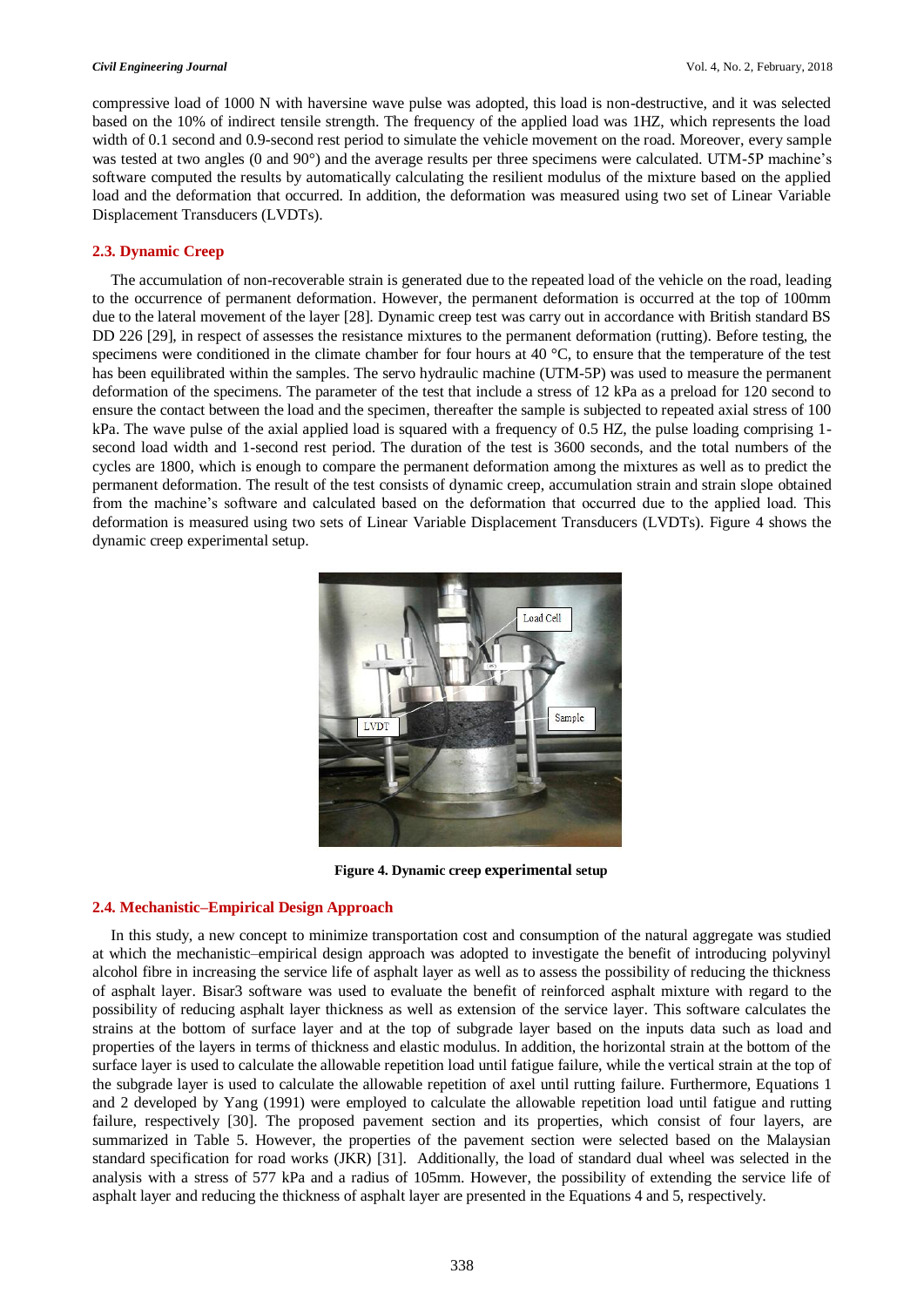compressive load of 1000 N with haversine wave pulse was adopted, this load is non-destructive, and it was selected based on the 10% of indirect tensile strength. The frequency of the applied load was 1HZ, which represents the load width of 0.1 second and 0.9-second rest period to simulate the vehicle movement on the road. Moreover, every sample was tested at two angles (0 and 90°) and the average results per three specimens were calculated. UTM-5P machine's software computed the results by automatically calculating the resilient modulus of the mixture based on the applied load and the deformation that occurred. In addition, the deformation was measured using two set of Linear Variable Displacement Transducers (LVDTs).

### 2.3. Dynamic Creep

The accumulation of non-recoverable strain is generated due to the repeated load of the vehicle on the road, leading to the occurrence of permanent deformation. However, the permanent deformation is occurred at the top of 100mm due to the lateral movement of the layer [28]. Dynamic creep test was carry out in accordance with British standard BS DD 226 [29], in respect of assesses the resistance mixtures to the permanent deformation (rutting). Before testing, the specimens were conditioned in the climate chamber for four hours at 40 °C, to ensure that the temperature of the test has been equilibrated within the samples. The servo hydraulic machine (UTM-5P) was used to measure the permanent deformation of the specimens. The parameter of the test that include a stress of 12 kPa as a preload for 120 second to ensure the contact between the load and the specimen, thereafter the sample is subjected to repeated axial stress of 100 kPa. The wave pulse of the axial applied load is squared with a frequency of 0.5 HZ, the pulse loading comprising 1-second load width and 1-second rest period. The duration of the test is 3600 seconds, and the total numbers of the cycles are 1800, which is enough to compare the permanent deformation among the mixtures as well as to predict the permanent deformation. The result of the test consists of dynamic creep, accumulation strain and strain slope obtained from the machine's software and calculated based on the deformation that occurred due to the applied load. This deformation is measured using two sets of Linear Variable Displacement Transducers (LVDTs). Figure 4 shows the dynamic creep experimental setup.

**Figure 4. Dynamic creep experimental setup**

### 2.4. Mechanistic–Empirical Design Approach

In this study, a new concept to minimize transportation cost and consumption of the natural aggregate was studied at which the mechanistic–empirical design approach was adopted to investigate the benefit of introducing polyvinyl alcohol fibre in increasing the service life of asphalt layer as well as to assess the possibility of reducing the thickness of asphalt layer. Bisar3 software was used to evaluate the benefit of reinforced asphalt mixture with regard to the possibility of reducing asphalt layer thickness as well as extension of the service layer. This software calculates the strains at the bottom of surface layer and at the top of subgrade layer based on the inputs data such as load and properties of the layers in terms of thickness and elastic modulus. In addition, the horizontal strain at the bottom of the surface layer is used to calculate the allowable repetition load until fatigue failure, while the vertical strain at the top of the subgrade layer is used to calculate the allowable repetition of axel until rutting failure. Furthermore, Equations 1 and 2 developed by Yang (1991) were employed to calculate the allowable repetition load until fatigue and rutting failure, respectively [30]. The proposed pavement section and its properties, which consist of four layers, are summarized in Table 5. However, the properties of the pavement section were selected based on the Malaysian standard specification for road works (JKR) [31]. Additionally, the load of standard dual wheel was selected in the analysis with a stress of 577 kPa and a radius of 105mm. However, the possibility of extending the service life of asphalt layer and reducing the thickness of asphalt layer are presented in the Equations 4 and 5, respectively.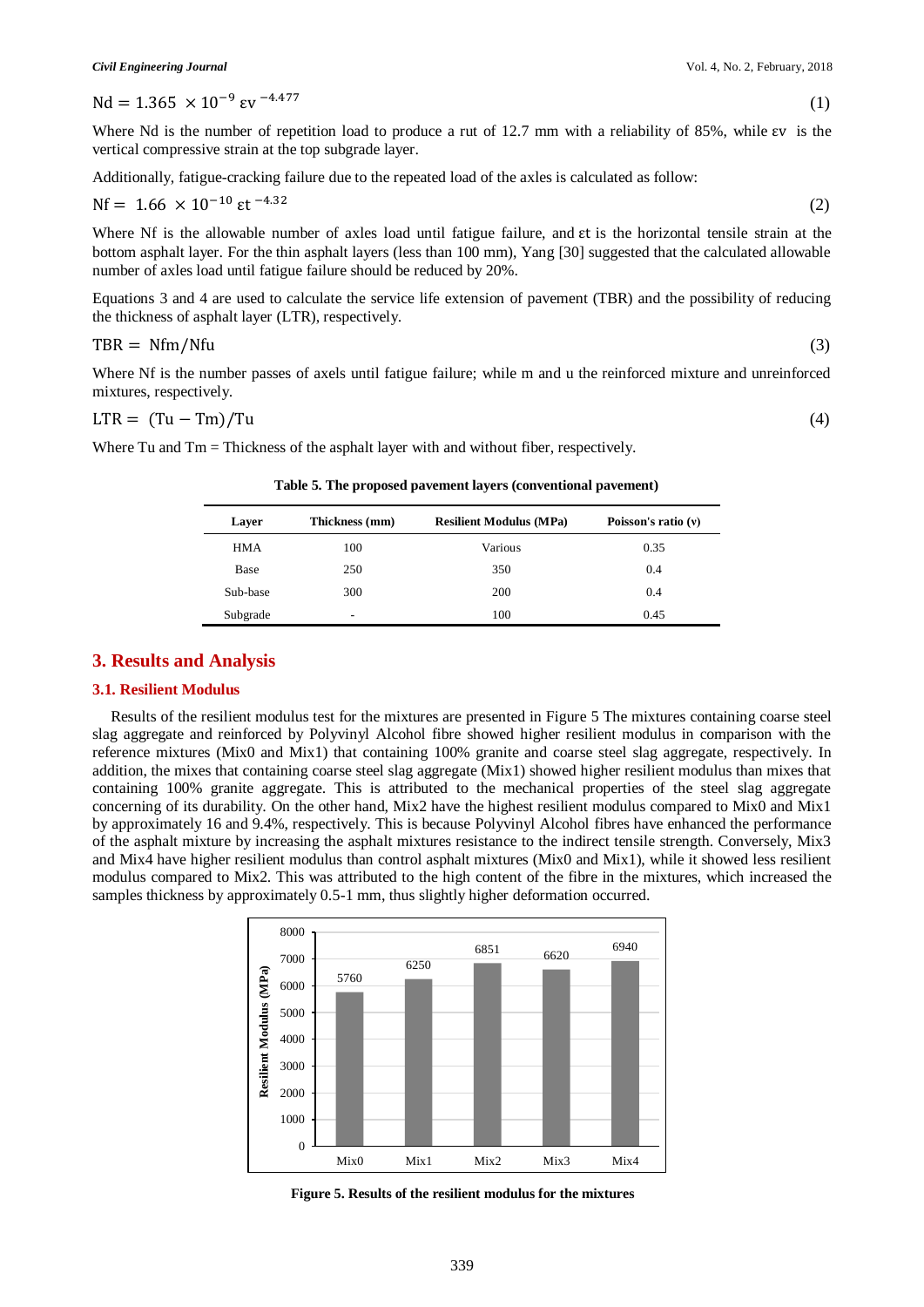$$\text{Nd} = 1.365 \times 10^{-9}\ \varepsilon v^{-4.477} \tag{1}$$

Where Nd is the number of repetition load to produce a rut of 12.7 mm with a reliability of 85%, while εv is the vertical compressive strain at the top subgrade layer.

Additionally, fatigue-cracking failure due to the repeated load of the axles is calculated as follow:

$$\text{Nf} = 1.66 \times 10^{-10}\ \varepsilon t^{-4.32} \tag{2}$$

Where Nf is the allowable number of axles load until fatigue failure, and εt is the horizontal tensile strain at the bottom asphalt layer. For the thin asphalt layers (less than 100 mm), Yang [30] suggested that the calculated allowable number of axles load until fatigue failure should be reduced by 20%.

Equations 3 and 4 are used to calculate the service life extension of pavement (TBR) and the possibility of reducing the thickness of asphalt layer (LTR), respectively.

$$\text{TBR} = \text{Nfm}/\text{Nfu} \tag{3}$$

Where Nf is the number passes of axels until fatigue failure; while m and u the reinforced mixture and unreinforced mixtures, respectively.

$$\text{LTR} = (\text{Tu} - \text{Tm})/\text{Tu} \tag{4}$$

Where Tu and Tm = Thickness of the asphalt layer with and without fiber, respectively.

**Table 5. The proposed pavement layers (conventional pavement)**

| Layer | Thickness (mm) | Resilient Modulus (MPa) | Poisson's ratio (v) |
|---|---|---|---|
| HMA | 100 | Various | 0.35 |
| Base | 250 | 350 | 0.4 |
| Sub-base | 300 | 200 | 0.4 |
| Subgrade | - | 100 | 0.45 |

## 3. Results and Analysis

### 3.1. Resilient Modulus

Results of the resilient modulus test for the mixtures are presented in Figure 5 The mixtures containing coarse steel slag aggregate and reinforced by Polyvinyl Alcohol fibre showed higher resilient modulus in comparison with the reference mixtures (Mix0 and Mix1) that containing 100% granite and coarse steel slag aggregate, respectively. In addition, the mixes that containing coarse steel slag aggregate (Mix1) showed higher resilient modulus than mixes that containing 100% granite aggregate. This is attributed to the mechanical properties of the steel slag aggregate concerning of its durability. On the other hand, Mix2 have the highest resilient modulus compared to Mix0 and Mix1 by approximately 16 and 9.4%, respectively. This is because Polyvinyl Alcohol fibres have enhanced the performance of the asphalt mixture by increasing the asphalt mixtures resistance to the indirect tensile strength. Conversely, Mix3 and Mix4 have higher resilient modulus than control asphalt mixtures (Mix0 and Mix1), while it showed less resilient modulus compared to Mix2. This was attributed to the high content of the fibre in the mixtures, which increased the samples thickness by approximately 0.5-1 mm, thus slightly higher deformation occurred.

| Mixture | Resilient Modulus (MPa) |
|---|---|
| Mix0 | 5760 |
| Mix1 | 6250 |
| Mix2 | 6851 |
| Mix3 | 6620 |
| Mix4 | 6940 |

**Figure 5. Results of the resilient modulus for the mixtures**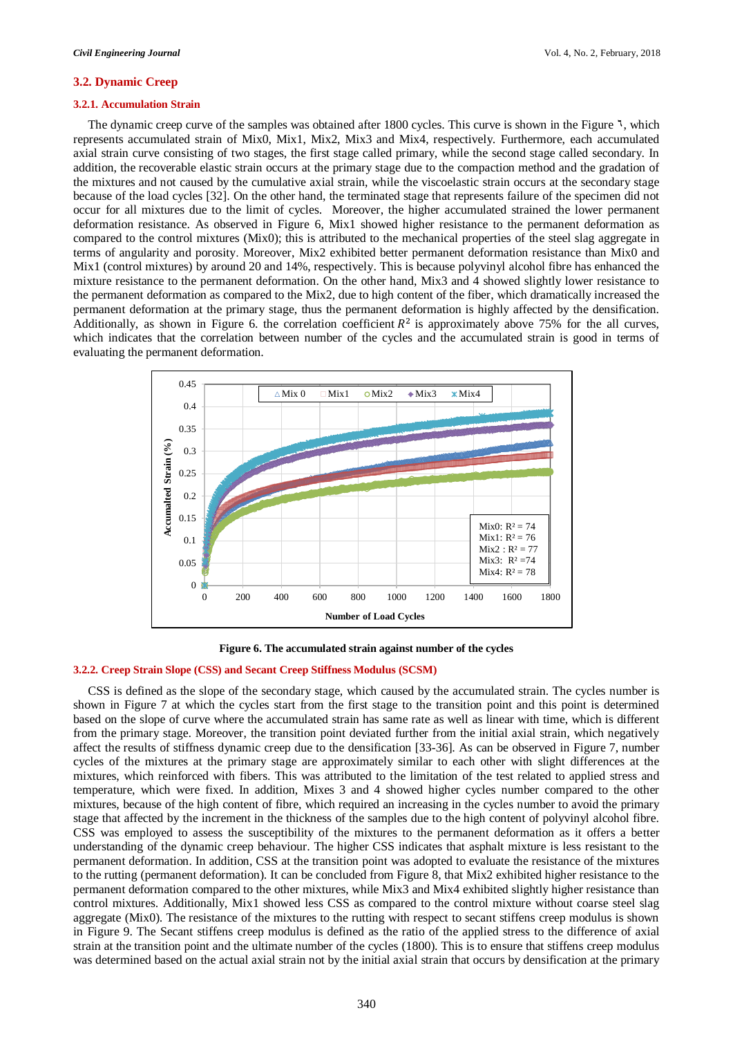### 3.2. Dynamic Creep

#### 3.2.1. Accumulation Strain

The dynamic creep curve of the samples was obtained after 1800 cycles. This curve is shown in the Figure ٦, which represents accumulated strain of Mix0, Mix1, Mix2, Mix3 and Mix4, respectively. Furthermore, each accumulated axial strain curve consisting of two stages, the first stage called primary, while the second stage called secondary. In addition, the recoverable elastic strain occurs at the primary stage due to the compaction method and the gradation of the mixtures and not caused by the cumulative axial strain, while the viscoelastic strain occurs at the secondary stage because of the load cycles [32]. On the other hand, the terminated stage that represents failure of the specimen did not occur for all mixtures due to the limit of cycles. Moreover, the higher accumulated strained the lower permanent deformation resistance. As observed in Figure 6, Mix1 showed higher resistance to the permanent deformation as compared to the control mixtures (Mix0); this is attributed to the mechanical properties of the steel slag aggregate in terms of angularity and porosity. Moreover, Mix2 exhibited better permanent deformation resistance than Mix0 and Mix1 (control mixtures) by around 20 and 14%, respectively. This is because polyvinyl alcohol fibre has enhanced the mixture resistance to the permanent deformation. On the other hand, Mix3 and 4 showed slightly lower resistance to the permanent deformation as compared to the Mix2, due to high content of the fiber, which dramatically increased the permanent deformation at the primary stage, thus the permanent deformation is highly affected by the densification. Additionally, as shown in Figure 6. the correlation coefficient $R^2$ is approximately above 75% for the all curves, which indicates that the correlation between number of the cycles and the accumulated strain is good in terms of evaluating the permanent deformation.

**Figure 6. The accumulated strain against number of the cycles**

#### 3.2.2. Creep Strain Slope (CSS) and Secant Creep Stiffness Modulus (SCSM)

CSS is defined as the slope of the secondary stage, which caused by the accumulated strain. The cycles number is shown in Figure 7 at which the cycles start from the first stage to the transition point and this point is determined based on the slope of curve where the accumulated strain has same rate as well as linear with time, which is different from the primary stage. Moreover, the transition point deviated further from the initial axial strain, which negatively affect the results of stiffness dynamic creep due to the densification [33-36]. As can be observed in Figure 7, number cycles of the mixtures at the primary stage are approximately similar to each other with slight differences at the mixtures, which reinforced with fibers. This was attributed to the limitation of the test related to applied stress and temperature, which were fixed. In addition, Mixes 3 and 4 showed higher cycles number compared to the other mixtures, because of the high content of fibre, which required an increasing in the cycles number to avoid the primary stage that affected by the increment in the thickness of the samples due to the high content of polyvinyl alcohol fibre. CSS was employed to assess the susceptibility of the mixtures to the permanent deformation as it offers a better understanding of the dynamic creep behaviour. The higher CSS indicates that asphalt mixture is less resistant to the permanent deformation. In addition, CSS at the transition point was adopted to evaluate the resistance of the mixtures to the rutting (permanent deformation). It can be concluded from Figure 8, that Mix2 exhibited higher resistance to the permanent deformation compared to the other mixtures, while Mix3 and Mix4 exhibited slightly higher resistance than control mixtures. Additionally, Mix1 showed less CSS as compared to the control mixture without coarse steel slag aggregate (Mix0). The resistance of the mixtures to the rutting with respect to secant stiffens creep modulus is shown in Figure 9. The Secant stiffens creep modulus is defined as the ratio of the applied stress to the difference of axial strain at the transition point and the ultimate number of the cycles (1800). This is to ensure that stiffens creep modulus was determined based on the actual axial strain not by the initial axial strain that occurs by densification at the primary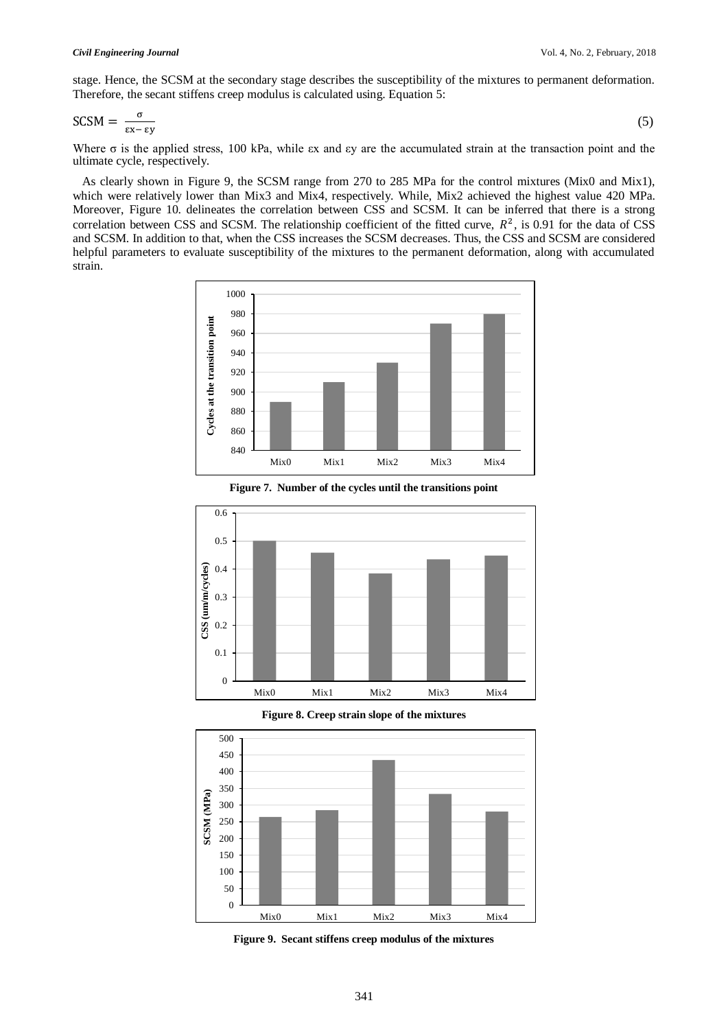stage. Hence, the SCSM at the secondary stage describes the susceptibility of the mixtures to permanent deformation. Therefore, the secant stiffens creep modulus is calculated using. Equation 5:

$$\text{SCSM} = \frac{\sigma}{\varepsilon x - \varepsilon y} \tag{5}$$

Where σ is the applied stress, 100 kPa, while εx and εy are the accumulated strain at the transaction point and the ultimate cycle, respectively.

As clearly shown in Figure 9, the SCSM range from 270 to 285 MPa for the control mixtures (Mix0 and Mix1), which were relatively lower than Mix3 and Mix4, respectively. While, Mix2 achieved the highest value 420 MPa. Moreover, Figure 10. delineates the correlation between CSS and SCSM. It can be inferred that there is a strong correlation between CSS and SCSM. The relationship coefficient of the fitted curve, $R^2$, is 0.91 for the data of CSS and SCSM. In addition to that, when the CSS increases the SCSM decreases. Thus, the CSS and SCSM are considered helpful parameters to evaluate susceptibility of the mixtures to the permanent deformation, along with accumulated strain.

**Figure 7. Number of the cycles until the transitions point**

**Figure 8. Creep strain slope of the mixtures**

**Figure 9. Secant stiffens creep modulus of the mixtures**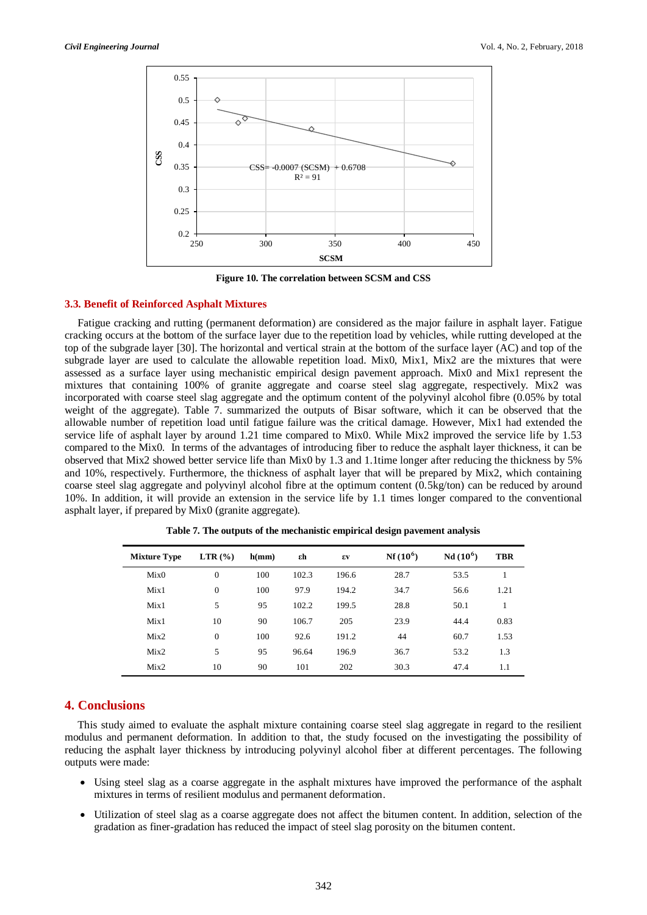Figure 10. The correlation between SCSM and CSS

### 3.3. Benefit of Reinforced Asphalt Mixtures

Fatigue cracking and rutting (permanent deformation) are considered as the major failure in asphalt layer. Fatigue cracking occurs at the bottom of the surface layer due to the repetition load by vehicles, while rutting developed at the top of the subgrade layer [30]. The horizontal and vertical strain at the bottom of the surface layer (AC) and top of the subgrade layer are used to calculate the allowable repetition load. Mix0, Mix1, Mix2 are the mixtures that were assessed as a surface layer using mechanistic empirical design pavement approach. Mix0 and Mix1 represent the mixtures that containing 100% of granite aggregate and coarse steel slag aggregate, respectively. Mix2 was incorporated with coarse steel slag aggregate and the optimum content of the polyvinyl alcohol fibre (0.05% by total weight of the aggregate). Table 7. summarized the outputs of Bisar software, which it can be observed that the allowable number of repetition load until fatigue failure was the critical damage. However, Mix1 had extended the service life of asphalt layer by around 1.21 time compared to Mix0. While Mix2 improved the service life by 1.53 compared to the Mix0. In terms of the advantages of introducing fiber to reduce the asphalt layer thickness, it can be observed that Mix2 showed better service life than Mix0 by 1.3 and 1.1time longer after reducing the thickness by 5% and 10%, respectively. Furthermore, the thickness of asphalt layer that will be prepared by Mix2, which containing coarse steel slag aggregate and polyvinyl alcohol fibre at the optimum content (0.5kg/ton) can be reduced by around 10%. In addition, it will provide an extension in the service life by 1.1 times longer compared to the conventional asphalt layer, if prepared by Mix0 (granite aggregate).

**Table 7. The outputs of the mechanistic empirical design pavement analysis**

| Mixture Type | LTR (%) | h(mm) | εh | εv | Nf ($10^6$) | Nd ($10^6$) | TBR |
|---|---|---|---|---|---|---|---|
| Mix0 | 0 | 100 | 102.3 | 196.6 | 28.7 | 53.5 | 1 |
| Mix1 | 0 | 100 | 97.9 | 194.2 | 34.7 | 56.6 | 1.21 |
| Mix1 | 5 | 95 | 102.2 | 199.5 | 28.8 | 50.1 | 1 |
| Mix1 | 10 | 90 | 106.7 | 205 | 23.9 | 44.4 | 0.83 |
| Mix2 | 0 | 100 | 92.6 | 191.2 | 44 | 60.7 | 1.53 |
| Mix2 | 5 | 95 | 96.64 | 196.9 | 36.7 | 53.2 | 1.3 |
| Mix2 | 10 | 90 | 101 | 202 | 30.3 | 47.4 | 1.1 |

## 4. Conclusions

This study aimed to evaluate the asphalt mixture containing coarse steel slag aggregate in regard to the resilient modulus and permanent deformation. In addition to that, the study focused on the investigating the possibility of reducing the asphalt layer thickness by introducing polyvinyl alcohol fiber at different percentages. The following outputs were made:

- Using steel slag as a coarse aggregate in the asphalt mixtures have improved the performance of the asphalt mixtures in terms of resilient modulus and permanent deformation.
- Utilization of steel slag as a coarse aggregate does not affect the bitumen content. In addition, selection of the gradation as finer-gradation has reduced the impact of steel slag porosity on the bitumen content.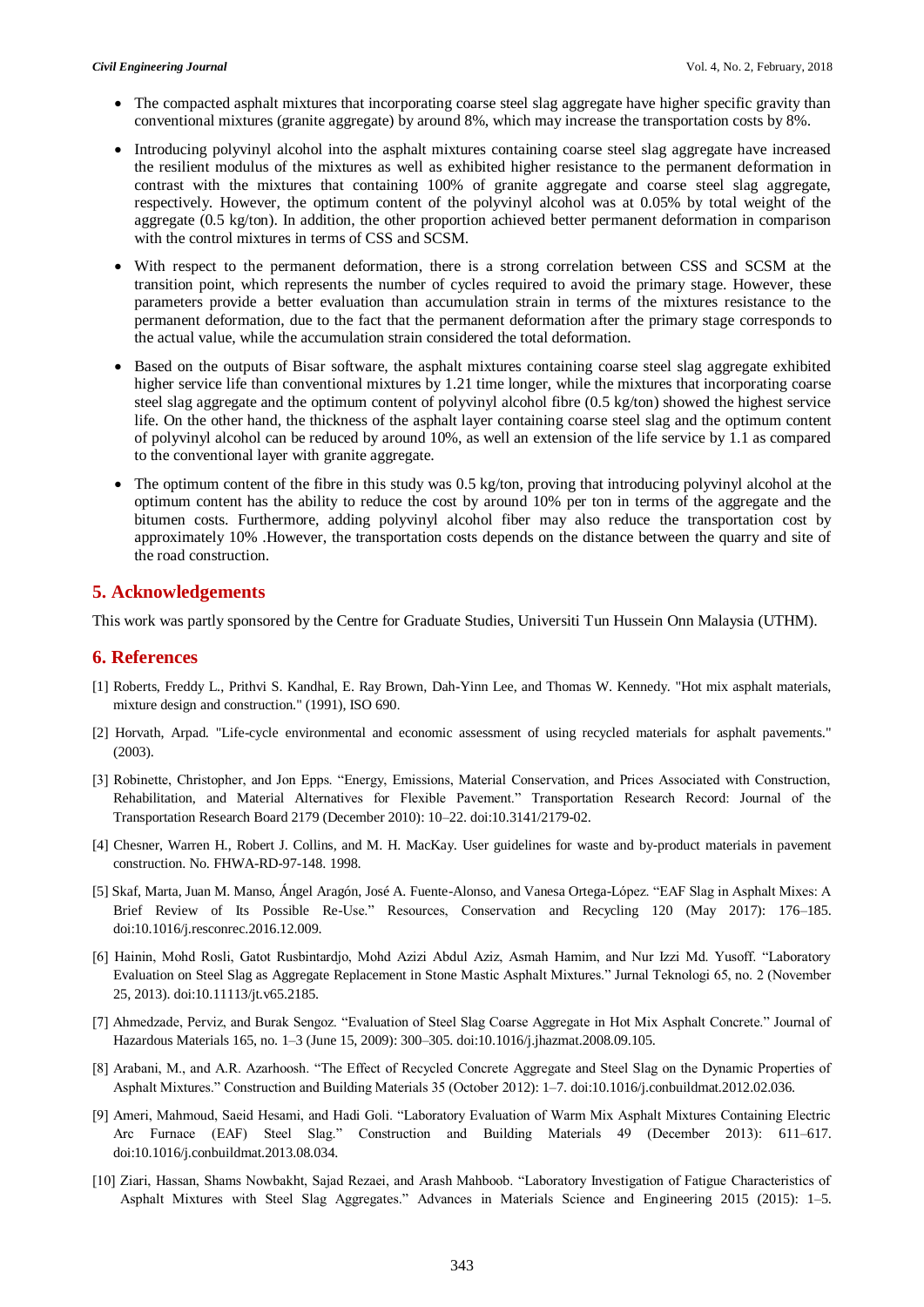- The compacted asphalt mixtures that incorporating coarse steel slag aggregate have higher specific gravity than conventional mixtures (granite aggregate) by around 8%, which may increase the transportation costs by 8%.
- Introducing polyvinyl alcohol into the asphalt mixtures containing coarse steel slag aggregate have increased the resilient modulus of the mixtures as well as exhibited higher resistance to the permanent deformation in contrast with the mixtures that containing 100% of granite aggregate and coarse steel slag aggregate, respectively. However, the optimum content of the polyvinyl alcohol was at 0.05% by total weight of the aggregate (0.5 kg/ton). In addition, the other proportion achieved better permanent deformation in comparison with the control mixtures in terms of CSS and SCSM.
- With respect to the permanent deformation, there is a strong correlation between CSS and SCSM at the transition point, which represents the number of cycles required to avoid the primary stage. However, these parameters provide a better evaluation than accumulation strain in terms of the mixtures resistance to the permanent deformation, due to the fact that the permanent deformation after the primary stage corresponds to the actual value, while the accumulation strain considered the total deformation.
- Based on the outputs of Bisar software, the asphalt mixtures containing coarse steel slag aggregate exhibited higher service life than conventional mixtures by 1.21 time longer, while the mixtures that incorporating coarse steel slag aggregate and the optimum content of polyvinyl alcohol fibre (0.5 kg/ton) showed the highest service life. On the other hand, the thickness of the asphalt layer containing coarse steel slag and the optimum content of polyvinyl alcohol can be reduced by around 10%, as well an extension of the life service by 1.1 as compared to the conventional layer with granite aggregate.
- The optimum content of the fibre in this study was 0.5 kg/ton, proving that introducing polyvinyl alcohol at the optimum content has the ability to reduce the cost by around 10% per ton in terms of the aggregate and the bitumen costs. Furthermore, adding polyvinyl alcohol fiber may also reduce the transportation cost by approximately 10% .However, the transportation costs depends on the distance between the quarry and site of the road construction.

## 5. Acknowledgements

This work was partly sponsored by the Centre for Graduate Studies, Universiti Tun Hussein Onn Malaysia (UTHM).

## 6. References

[1] Roberts, Freddy L., Prithvi S. Kandhal, E. Ray Brown, Dah-Yinn Lee, and Thomas W. Kennedy. "Hot mix asphalt materials, mixture design and construction." (1991), ISO 690.

[2] Horvath, Arpad. "Life-cycle environmental and economic assessment of using recycled materials for asphalt pavements." (2003).

[3] Robinette, Christopher, and Jon Epps. "Energy, Emissions, Material Conservation, and Prices Associated with Construction, Rehabilitation, and Material Alternatives for Flexible Pavement." Transportation Research Record: Journal of the Transportation Research Board 2179 (December 2010): 10–22. doi:10.3141/2179-02.

[4] Chesner, Warren H., Robert J. Collins, and M. H. MacKay. User guidelines for waste and by-product materials in pavement construction. No. FHWA-RD-97-148. 1998.

[5] Skaf, Marta, Juan M. Manso, Ángel Aragón, José A. Fuente-Alonso, and Vanesa Ortega-López. "EAF Slag in Asphalt Mixes: A Brief Review of Its Possible Re-Use." Resources, Conservation and Recycling 120 (May 2017): 176–185. doi:10.1016/j.resconrec.2016.12.009.

[6] Hainin, Mohd Rosli, Gatot Rusbintardjo, Mohd Azizi Abdul Aziz, Asmah Hamim, and Nur Izzi Md. Yusoff. "Laboratory Evaluation on Steel Slag as Aggregate Replacement in Stone Mastic Asphalt Mixtures." Jurnal Teknologi 65, no. 2 (November 25, 2013). doi:10.11113/jt.v65.2185.

[7] Ahmedzade, Perviz, and Burak Sengoz. "Evaluation of Steel Slag Coarse Aggregate in Hot Mix Asphalt Concrete." Journal of Hazardous Materials 165, no. 1–3 (June 15, 2009): 300–305. doi:10.1016/j.jhazmat.2008.09.105.

[8] Arabani, M., and A.R. Azarhoosh. "The Effect of Recycled Concrete Aggregate and Steel Slag on the Dynamic Properties of Asphalt Mixtures." Construction and Building Materials 35 (October 2012): 1–7. doi:10.1016/j.conbuildmat.2012.02.036.

[9] Ameri, Mahmoud, Saeid Hesami, and Hadi Goli. "Laboratory Evaluation of Warm Mix Asphalt Mixtures Containing Electric Arc Furnace (EAF) Steel Slag." Construction and Building Materials 49 (December 2013): 611–617. doi:10.1016/j.conbuildmat.2013.08.034.

[10] Ziari, Hassan, Shams Nowbakht, Sajad Rezaei, and Arash Mahboob. "Laboratory Investigation of Fatigue Characteristics of Asphalt Mixtures with Steel Slag Aggregates." Advances in Materials Science and Engineering 2015 (2015): 1–5.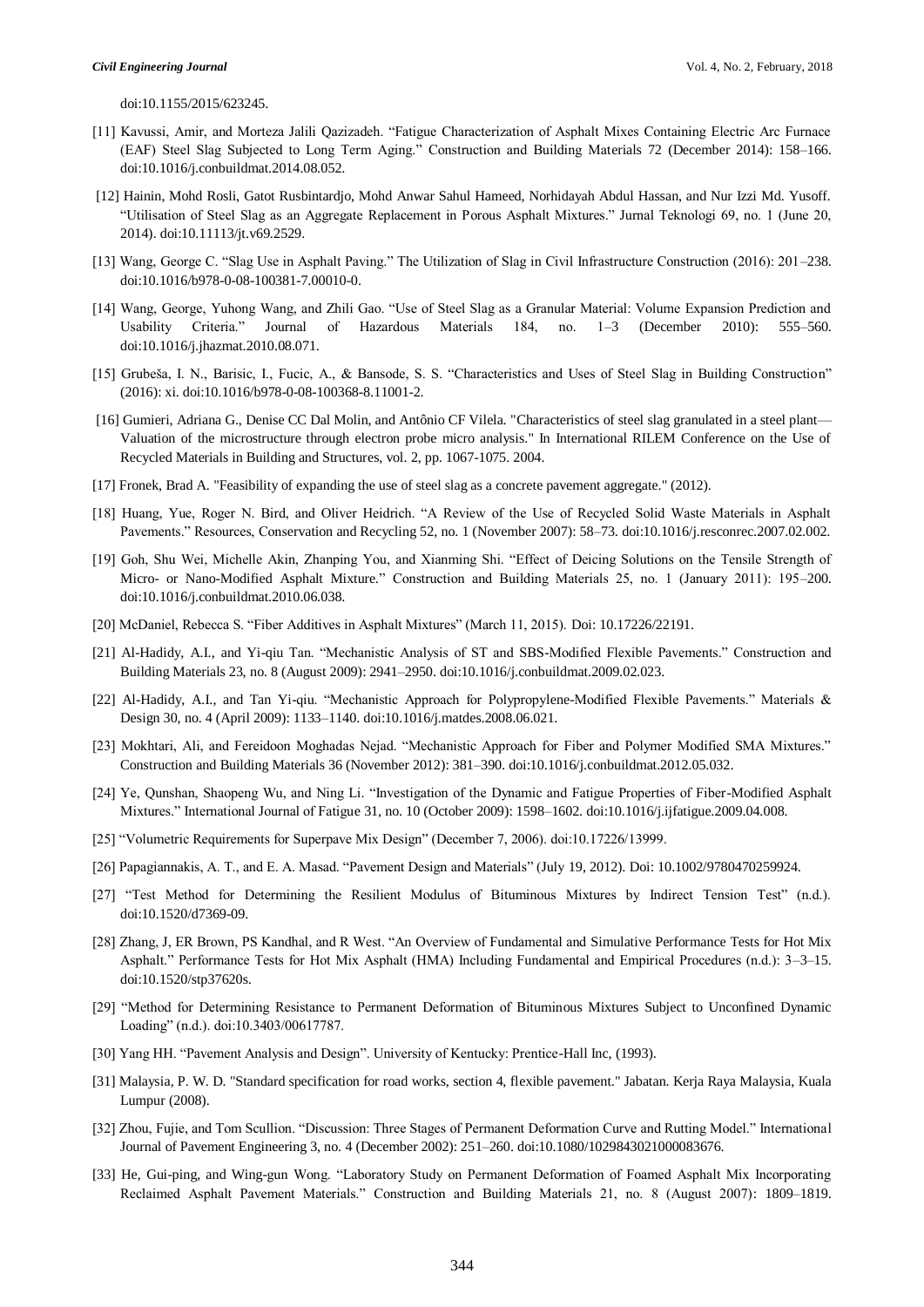doi:10.1155/2015/623245.

[11] Kavussi, Amir, and Morteza Jalili Qazizadeh. "Fatigue Characterization of Asphalt Mixes Containing Electric Arc Furnace (EAF) Steel Slag Subjected to Long Term Aging." Construction and Building Materials 72 (December 2014): 158–166. doi:10.1016/j.conbuildmat.2014.08.052.

[12] Hainin, Mohd Rosli, Gatot Rusbintardjo, Mohd Anwar Sahul Hameed, Norhidayah Abdul Hassan, and Nur Izzi Md. Yusoff. "Utilisation of Steel Slag as an Aggregate Replacement in Porous Asphalt Mixtures." Jurnal Teknologi 69, no. 1 (June 20, 2014). doi:10.11113/jt.v69.2529.

[13] Wang, George C. "Slag Use in Asphalt Paving." The Utilization of Slag in Civil Infrastructure Construction (2016): 201–238. doi:10.1016/b978-0-08-100381-7.00010-0.

[14] Wang, George, Yuhong Wang, and Zhili Gao. "Use of Steel Slag as a Granular Material: Volume Expansion Prediction and Usability Criteria." Journal of Hazardous Materials 184, no. 1–3 (December 2010): 555–560. doi:10.1016/j.jhazmat.2010.08.071.

[15] Grubeša, I. N., Barisic, I., Fucic, A., & Bansode, S. S. "Characteristics and Uses of Steel Slag in Building Construction" (2016): xi. doi:10.1016/b978-0-08-100368-8.11001-2.

[16] Gumieri, Adriana G., Denise CC Dal Molin, and Antônio CF Vilela. "Characteristics of steel slag granulated in a steel plant—Valuation of the microstructure through electron probe micro analysis." In International RILEM Conference on the Use of Recycled Materials in Building and Structures, vol. 2, pp. 1067-1075. 2004.

[17] Fronek, Brad A. "Feasibility of expanding the use of steel slag as a concrete pavement aggregate." (2012).

[18] Huang, Yue, Roger N. Bird, and Oliver Heidrich. "A Review of the Use of Recycled Solid Waste Materials in Asphalt Pavements." Resources, Conservation and Recycling 52, no. 1 (November 2007): 58–73. doi:10.1016/j.resconrec.2007.02.002.

[19] Goh, Shu Wei, Michelle Akin, Zhanping You, and Xianming Shi. "Effect of Deicing Solutions on the Tensile Strength of Micro- or Nano-Modified Asphalt Mixture." Construction and Building Materials 25, no. 1 (January 2011): 195–200. doi:10.1016/j.conbuildmat.2010.06.038.

[20] McDaniel, Rebecca S. "Fiber Additives in Asphalt Mixtures" (March 11, 2015). Doi: 10.17226/22191.

[21] Al-Hadidy, A.I., and Yi-qiu Tan. "Mechanistic Analysis of ST and SBS-Modified Flexible Pavements." Construction and Building Materials 23, no. 8 (August 2009): 2941–2950. doi:10.1016/j.conbuildmat.2009.02.023.

[22] Al-Hadidy, A.I., and Tan Yi-qiu. "Mechanistic Approach for Polypropylene-Modified Flexible Pavements." Materials & Design 30, no. 4 (April 2009): 1133–1140. doi:10.1016/j.matdes.2008.06.021.

[23] Mokhtari, Ali, and Fereidoon Moghadas Nejad. "Mechanistic Approach for Fiber and Polymer Modified SMA Mixtures." Construction and Building Materials 36 (November 2012): 381–390. doi:10.1016/j.conbuildmat.2012.05.032.

[24] Ye, Qunshan, Shaopeng Wu, and Ning Li. "Investigation of the Dynamic and Fatigue Properties of Fiber-Modified Asphalt Mixtures." International Journal of Fatigue 31, no. 10 (October 2009): 1598–1602. doi:10.1016/j.ijfatigue.2009.04.008.

[25] "Volumetric Requirements for Superpave Mix Design" (December 7, 2006). doi:10.17226/13999.

[26] Papagiannakis, A. T., and E. A. Masad. "Pavement Design and Materials" (July 19, 2012). Doi: 10.1002/9780470259924.

[27] "Test Method for Determining the Resilient Modulus of Bituminous Mixtures by Indirect Tension Test" (n.d.). doi:10.1520/d7369-09.

[28] Zhang, J, ER Brown, PS Kandhal, and R West. "An Overview of Fundamental and Simulative Performance Tests for Hot Mix Asphalt." Performance Tests for Hot Mix Asphalt (HMA) Including Fundamental and Empirical Procedures (n.d.): 3–3–15. doi:10.1520/stp37620s.

[29] "Method for Determining Resistance to Permanent Deformation of Bituminous Mixtures Subject to Unconfined Dynamic Loading" (n.d.). doi:10.3403/00617787.

[30] Yang HH. "Pavement Analysis and Design". University of Kentucky: Prentice-Hall Inc, (1993).

[31] Malaysia, P. W. D. "Standard specification for road works, section 4, flexible pavement." Jabatan. Kerja Raya Malaysia, Kuala Lumpur (2008).

[32] Zhou, Fujie, and Tom Scullion. "Discussion: Three Stages of Permanent Deformation Curve and Rutting Model." International Journal of Pavement Engineering 3, no. 4 (December 2002): 251–260. doi:10.1080/1029843021000083676.

[33] He, Gui-ping, and Wing-gun Wong. "Laboratory Study on Permanent Deformation of Foamed Asphalt Mix Incorporating Reclaimed Asphalt Pavement Materials." Construction and Building Materials 21, no. 8 (August 2007): 1809–1819.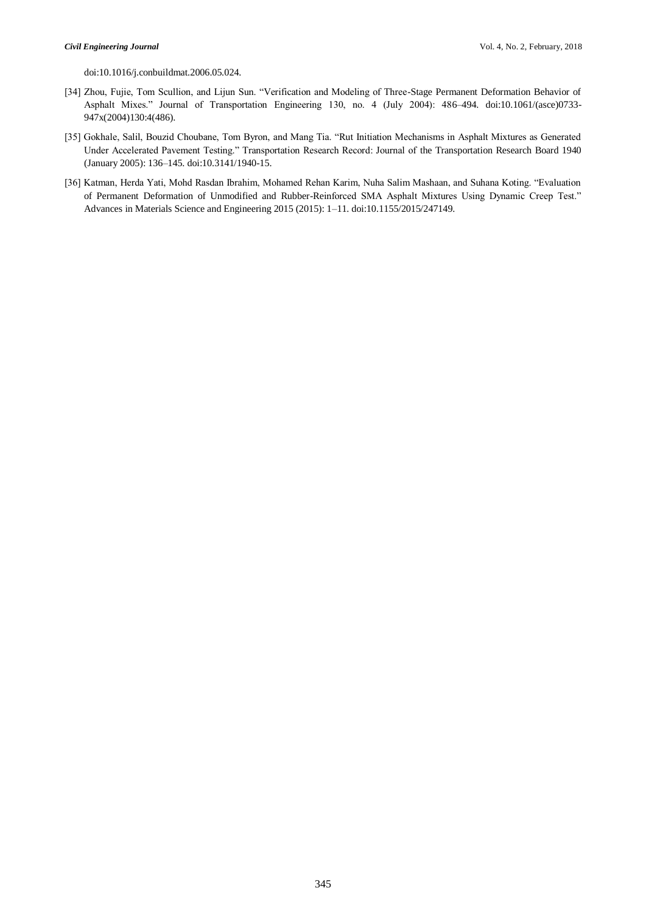doi:10.1016/j.conbuildmat.2006.05.024.

[34] Zhou, Fujie, Tom Scullion, and Lijun Sun. "Verification and Modeling of Three-Stage Permanent Deformation Behavior of Asphalt Mixes." Journal of Transportation Engineering 130, no. 4 (July 2004): 486–494. doi:10.1061/(asce)0733-947x(2004)130:4(486).

[35] Gokhale, Salil, Bouzid Choubane, Tom Byron, and Mang Tia. "Rut Initiation Mechanisms in Asphalt Mixtures as Generated Under Accelerated Pavement Testing." Transportation Research Record: Journal of the Transportation Research Board 1940 (January 2005): 136–145. doi:10.3141/1940-15.

[36] Katman, Herda Yati, Mohd Rasdan Ibrahim, Mohamed Rehan Karim, Nuha Salim Mashaan, and Suhana Koting. "Evaluation of Permanent Deformation of Unmodified and Rubber-Reinforced SMA Asphalt Mixtures Using Dynamic Creep Test." Advances in Materials Science and Engineering 2015 (2015): 1–11. doi:10.1155/2015/247149.